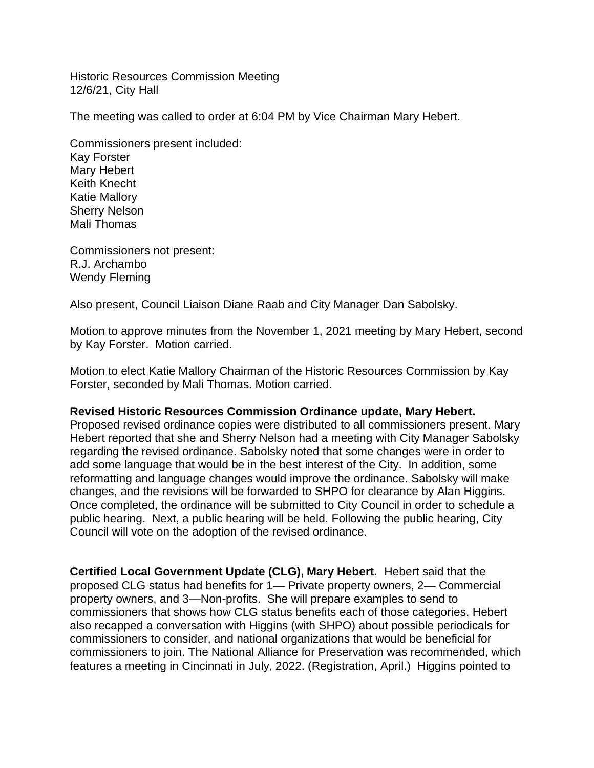Historic Resources Commission Meeting
12/6/21, City Hall

The meeting was called to order at 6:04 PM by Vice Chairman Mary Hebert.

Commissioners present included:
Kay Forster
Mary Hebert
Keith Knecht
Katie Mallory
Sherry Nelson
Mali Thomas

Commissioners not present:
R.J. Archambo
Wendy Fleming

Also present, Council Liaison Diane Raab and City Manager Dan Sabolsky.

Motion to approve minutes from the November 1, 2021 meeting by Mary Hebert, second by Kay Forster. Motion carried.

Motion to elect Katie Mallory Chairman of the Historic Resources Commission by Kay Forster, seconded by Mali Thomas. Motion carried.

**Revised Historic Resources Commission Ordinance update, Mary Hebert.** Proposed revised ordinance copies were distributed to all commissioners present. Mary Hebert reported that she and Sherry Nelson had a meeting with City Manager Sabolsky regarding the revised ordinance. Sabolsky noted that some changes were in order to add some language that would be in the best interest of the City. In addition, some reformatting and language changes would improve the ordinance. Sabolsky will make changes, and the revisions will be forwarded to SHPO for clearance by Alan Higgins. Once completed, the ordinance will be submitted to City Council in order to schedule a public hearing. Next, a public hearing will be held. Following the public hearing, City Council will vote on the adoption of the revised ordinance.

**Certified Local Government Update (CLG), Mary Hebert.** Hebert said that the proposed CLG status had benefits for 1— Private property owners, 2— Commercial property owners, and 3—Non-profits. She will prepare examples to send to commissioners that shows how CLG status benefits each of those categories. Hebert also recapped a conversation with Higgins (with SHPO) about possible periodicals for commissioners to consider, and national organizations that would be beneficial for commissioners to join. The National Alliance for Preservation was recommended, which features a meeting in Cincinnati in July, 2022. (Registration, April.) Higgins pointed to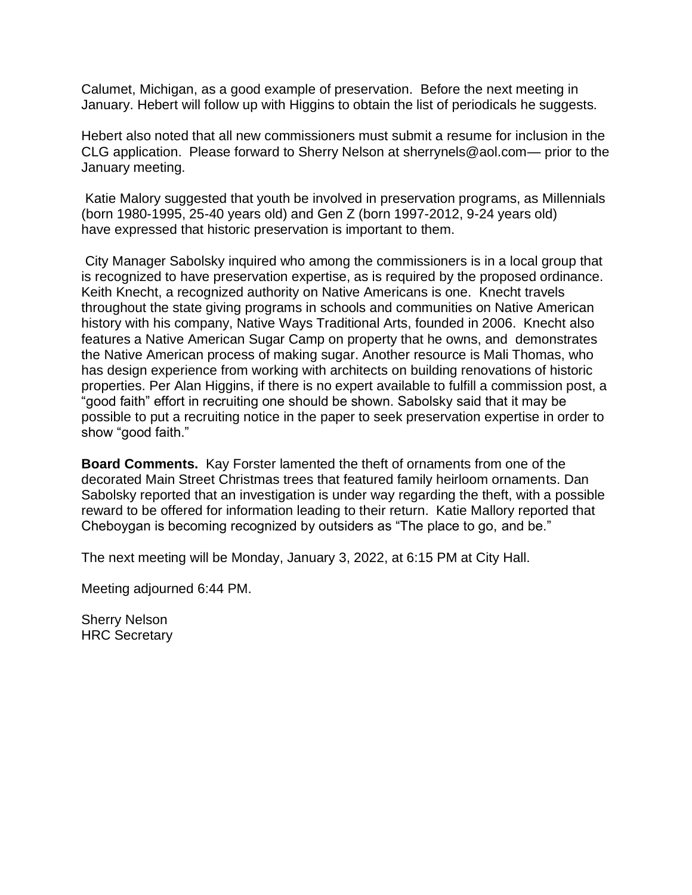Calumet, Michigan, as a good example of preservation. Before the next meeting in January. Hebert will follow up with Higgins to obtain the list of periodicals he suggests.

Hebert also noted that all new commissioners must submit a resume for inclusion in the CLG application. Please forward to Sherry Nelson at sherrynels@aol.com— prior to the January meeting.

Katie Malory suggested that youth be involved in preservation programs, as Millennials (born 1980-1995, 25-40 years old) and Gen Z (born 1997-2012, 9-24 years old) have expressed that historic preservation is important to them.

City Manager Sabolsky inquired who among the commissioners is in a local group that is recognized to have preservation expertise, as is required by the proposed ordinance. Keith Knecht, a recognized authority on Native Americans is one. Knecht travels throughout the state giving programs in schools and communities on Native American history with his company, Native Ways Traditional Arts, founded in 2006. Knecht also features a Native American Sugar Camp on property that he owns, and demonstrates the Native American process of making sugar. Another resource is Mali Thomas, who has design experience from working with architects on building renovations of historic properties. Per Alan Higgins, if there is no expert available to fulfill a commission post, a "good faith" effort in recruiting one should be shown. Sabolsky said that it may be possible to put a recruiting notice in the paper to seek preservation expertise in order to show "good faith."

**Board Comments.** Kay Forster lamented the theft of ornaments from one of the decorated Main Street Christmas trees that featured family heirloom ornaments. Dan Sabolsky reported that an investigation is under way regarding the theft, with a possible reward to be offered for information leading to their return. Katie Mallory reported that Cheboygan is becoming recognized by outsiders as "The place to go, and be."

The next meeting will be Monday, January 3, 2022, at 6:15 PM at City Hall.

Meeting adjourned 6:44 PM.

Sherry Nelson  
HRC Secretary